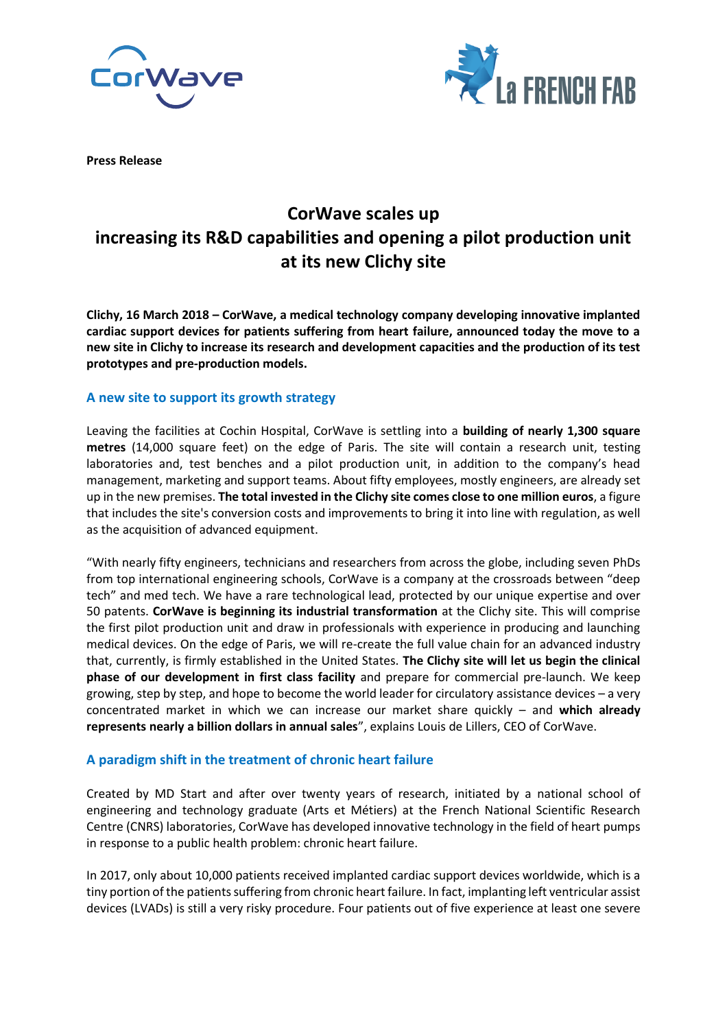**Press Release**

# CorWave scales up increasing its R&D capabilities and opening a pilot production unit at its new Clichy site

**Clichy, 16 March 2018 – CorWave, a medical technology company developing innovative implanted cardiac support devices for patients suffering from heart failure, announced today the move to a new site in Clichy to increase its research and development capacities and the production of its test prototypes and pre-production models.**

## A new site to support its growth strategy

Leaving the facilities at Cochin Hospital, CorWave is settling into a **building of nearly 1,300 square metres** (14,000 square feet) on the edge of Paris. The site will contain a research unit, testing laboratories and, test benches and a pilot production unit, in addition to the company's head management, marketing and support teams. About fifty employees, mostly engineers, are already set up in the new premises. **The total invested in the Clichy site comes close to one million euros**, a figure that includes the site's conversion costs and improvements to bring it into line with regulation, as well as the acquisition of advanced equipment.

"With nearly fifty engineers, technicians and researchers from across the globe, including seven PhDs from top international engineering schools, CorWave is a company at the crossroads between "deep tech" and med tech. We have a rare technological lead, protected by our unique expertise and over 50 patents. **CorWave is beginning its industrial transformation** at the Clichy site. This will comprise the first pilot production unit and draw in professionals with experience in producing and launching medical devices. On the edge of Paris, we will re-create the full value chain for an advanced industry that, currently, is firmly established in the United States. **The Clichy site will let us begin the clinical phase of our development in first class facility** and prepare for commercial pre-launch. We keep growing, step by step, and hope to become the world leader for circulatory assistance devices – a very concentrated market in which we can increase our market share quickly – and **which already represents nearly a billion dollars in annual sales**", explains Louis de Lillers, CEO of CorWave.

## A paradigm shift in the treatment of chronic heart failure

Created by MD Start and after over twenty years of research, initiated by a national school of engineering and technology graduate (Arts et Métiers) at the French National Scientific Research Centre (CNRS) laboratories, CorWave has developed innovative technology in the field of heart pumps in response to a public health problem: chronic heart failure.

In 2017, only about 10,000 patients received implanted cardiac support devices worldwide, which is a tiny portion of the patients suffering from chronic heart failure. In fact, implanting left ventricular assist devices (LVADs) is still a very risky procedure. Four patients out of five experience at least one severe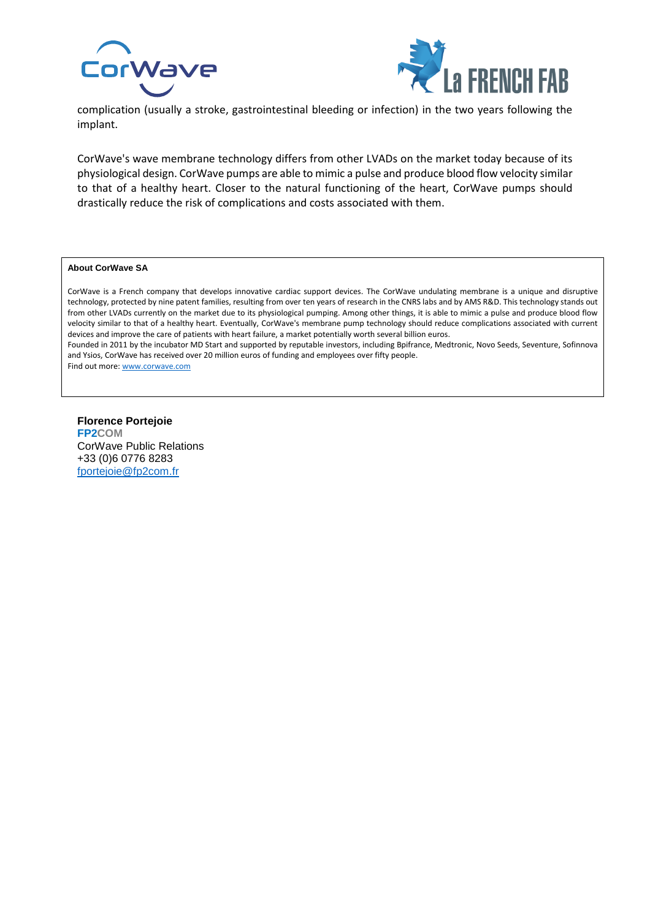complication (usually a stroke, gastrointestinal bleeding or infection) in the two years following the implant.

CorWave's wave membrane technology differs from other LVADs on the market today because of its physiological design. CorWave pumps are able to mimic a pulse and produce blood flow velocity similar to that of a healthy heart. Closer to the natural functioning of the heart, CorWave pumps should drastically reduce the risk of complications and costs associated with them.

**About CorWave SA**

CorWave is a French company that develops innovative cardiac support devices. The CorWave undulating membrane is a unique and disruptive technology, protected by nine patent families, resulting from over ten years of research in the CNRS labs and by AMS R&D. This technology stands out from other LVADs currently on the market due to its physiological pumping. Among other things, it is able to mimic a pulse and produce blood flow velocity similar to that of a healthy heart. Eventually, CorWave's membrane pump technology should reduce complications associated with current devices and improve the care of patients with heart failure, a market potentially worth several billion euros.
Founded in 2011 by the incubator MD Start and supported by reputable investors, including Bpifrance, Medtronic, Novo Seeds, Seventure, Sofinnova and Ysios, CorWave has received over 20 million euros of funding and employees over fifty people.
Find out more: www.corwave.com

**Florence Portejoie**
**FP2COM**
CorWave Public Relations
+33 (0)6 0776 8283
fportejoie@fp2com.fr